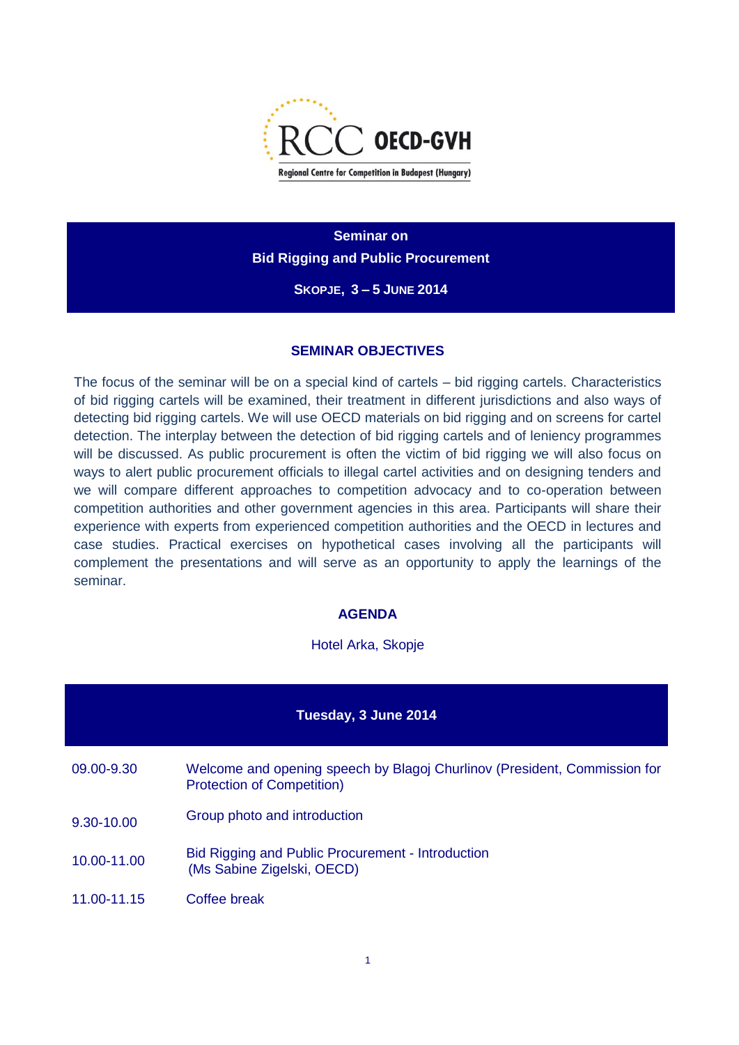RCC OECD-GVH

Regional Centre for Competition in Budapest (Hungary)

# Seminar on Bid Rigging and Public Procurement

**SKOPJE, 3 – 5 JUNE 2014**

## SEMINAR OBJECTIVES

The focus of the seminar will be on a special kind of cartels – bid rigging cartels. Characteristics of bid rigging cartels will be examined, their treatment in different jurisdictions and also ways of detecting bid rigging cartels. We will use OECD materials on bid rigging and on screens for cartel detection. The interplay between the detection of bid rigging cartels and of leniency programmes will be discussed. As public procurement is often the victim of bid rigging we will also focus on ways to alert public procurement officials to illegal cartel activities and on designing tenders and we will compare different approaches to competition advocacy and to co-operation between competition authorities and other government agencies in this area. Participants will share their experience with experts from experienced competition authorities and the OECD in lectures and case studies. Practical exercises on hypothetical cases involving all the participants will complement the presentations and will serve as an opportunity to apply the learnings of the seminar.

## AGENDA

Hotel Arka, Skopje

### Tuesday, 3 June 2014

| | |
|---|---|
| 09.00-9.30 | Welcome and opening speech by Blagoj Churlinov (President, Commission for Protection of Competition) |
| 9.30-10.00 | Group photo and introduction |
| 10.00-11.00 | Bid Rigging and Public Procurement - Introduction (Ms Sabine Zigelski, OECD) |
| 11.00-11.15 | Coffee break |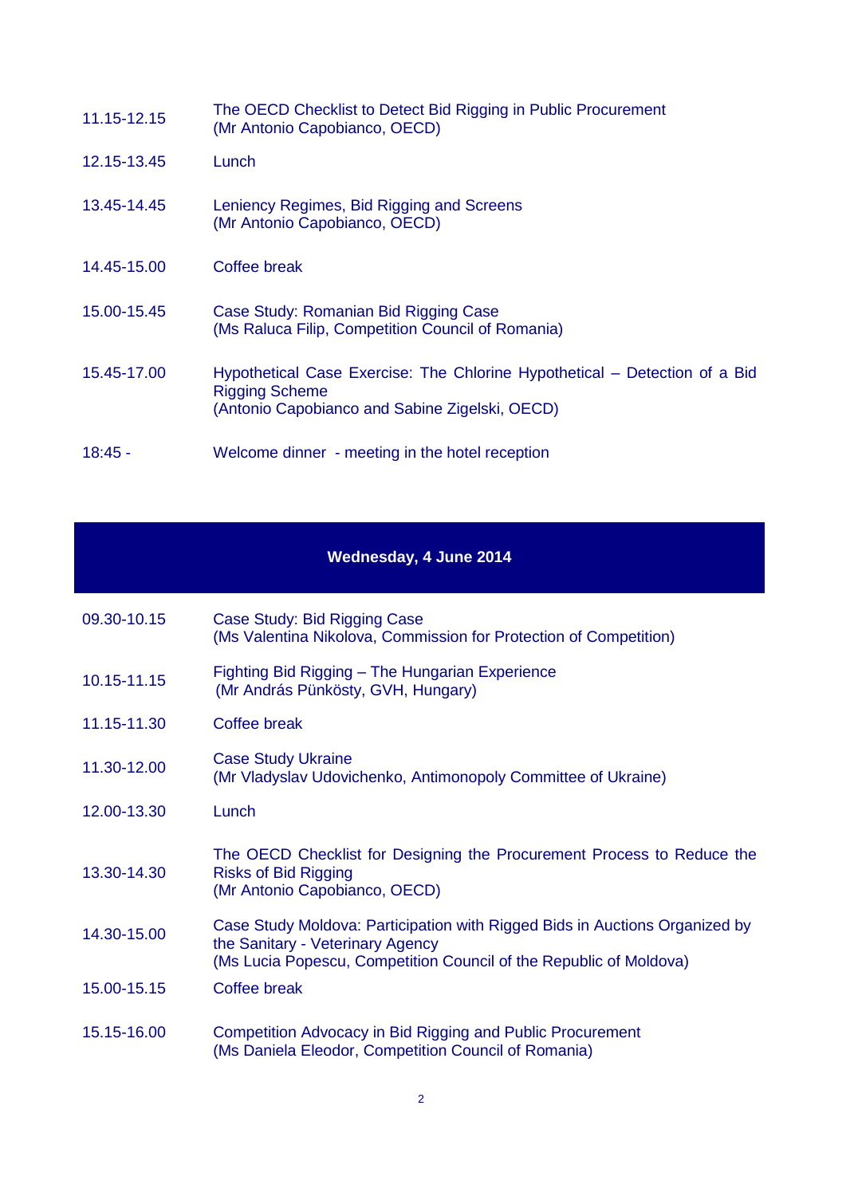| | |
|---|---|
| 11.15-12.15 | The OECD Checklist to Detect Bid Rigging in Public Procurement<br>(Mr Antonio Capobianco, OECD) |
| 12.15-13.45 | Lunch |
| 13.45-14.45 | Leniency Regimes, Bid Rigging and Screens<br>(Mr Antonio Capobianco, OECD) |
| 14.45-15.00 | Coffee break |
| 15.00-15.45 | Case Study: Romanian Bid Rigging Case<br>(Ms Raluca Filip, Competition Council of Romania) |
| 15.45-17.00 | Hypothetical Case Exercise: The Chlorine Hypothetical – Detection of a Bid Rigging Scheme<br>(Antonio Capobianco and Sabine Zigelski, OECD) |
| 18:45 - | Welcome dinner - meeting in the hotel reception |

## Wednesday, 4 June 2014

| | |
|---|---|
| 09.30-10.15 | Case Study: Bid Rigging Case<br>(Ms Valentina Nikolova, Commission for Protection of Competition) |
| 10.15-11.15 | Fighting Bid Rigging – The Hungarian Experience<br>(Mr András Pünkösty, GVH, Hungary) |
| 11.15-11.30 | Coffee break |
| 11.30-12.00 | Case Study Ukraine<br>(Mr Vladyslav Udovichenko, Antimonopoly Committee of Ukraine) |
| 12.00-13.30 | Lunch |
| 13.30-14.30 | The OECD Checklist for Designing the Procurement Process to Reduce the Risks of Bid Rigging<br>(Mr Antonio Capobianco, OECD) |
| 14.30-15.00 | Case Study Moldova: Participation with Rigged Bids in Auctions Organized by the Sanitary - Veterinary Agency<br>(Ms Lucia Popescu, Competition Council of the Republic of Moldova) |
| 15.00-15.15 | Coffee break |
| 15.15-16.00 | Competition Advocacy in Bid Rigging and Public Procurement<br>(Ms Daniela Eleodor, Competition Council of Romania) |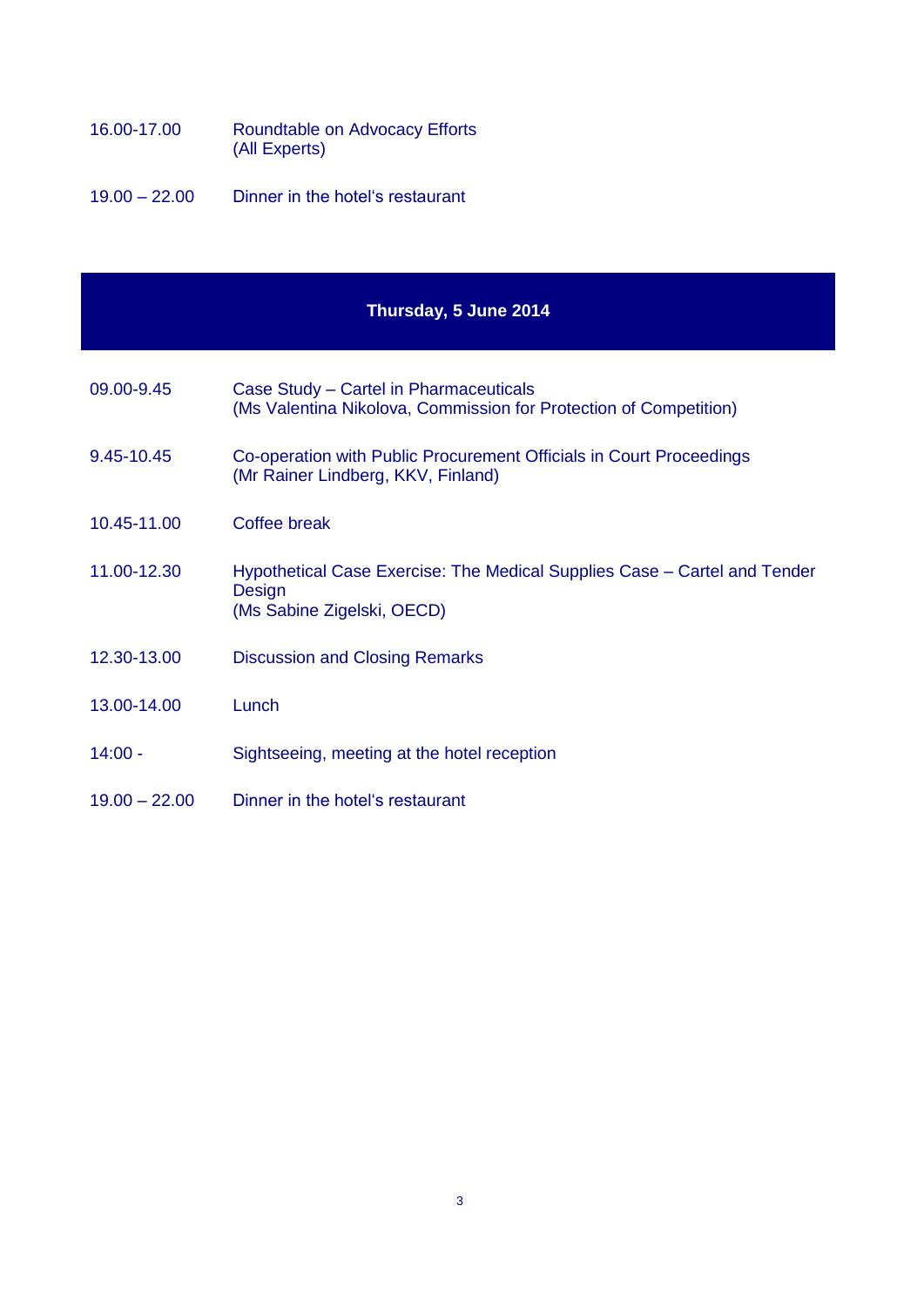| | |
|---|---|
| 16.00-17.00 | Roundtable on Advocacy Efforts<br>(All Experts) |
| 19.00 – 22.00 | Dinner in the hotel's restaurant |

## Thursday, 5 June 2014

| | |
|---|---|
| 09.00-9.45 | Case Study – Cartel in Pharmaceuticals<br>(Ms Valentina Nikolova, Commission for Protection of Competition) |
| 9.45-10.45 | Co-operation with Public Procurement Officials in Court Proceedings<br>(Mr Rainer Lindberg, KKV, Finland) |
| 10.45-11.00 | Coffee break |
| 11.00-12.30 | Hypothetical Case Exercise: The Medical Supplies Case – Cartel and Tender Design<br>(Ms Sabine Zigelski, OECD) |
| 12.30-13.00 | Discussion and Closing Remarks |
| 13.00-14.00 | Lunch |
| 14:00 - | Sightseeing, meeting at the hotel reception |
| 19.00 – 22.00 | Dinner in the hotel's restaurant |